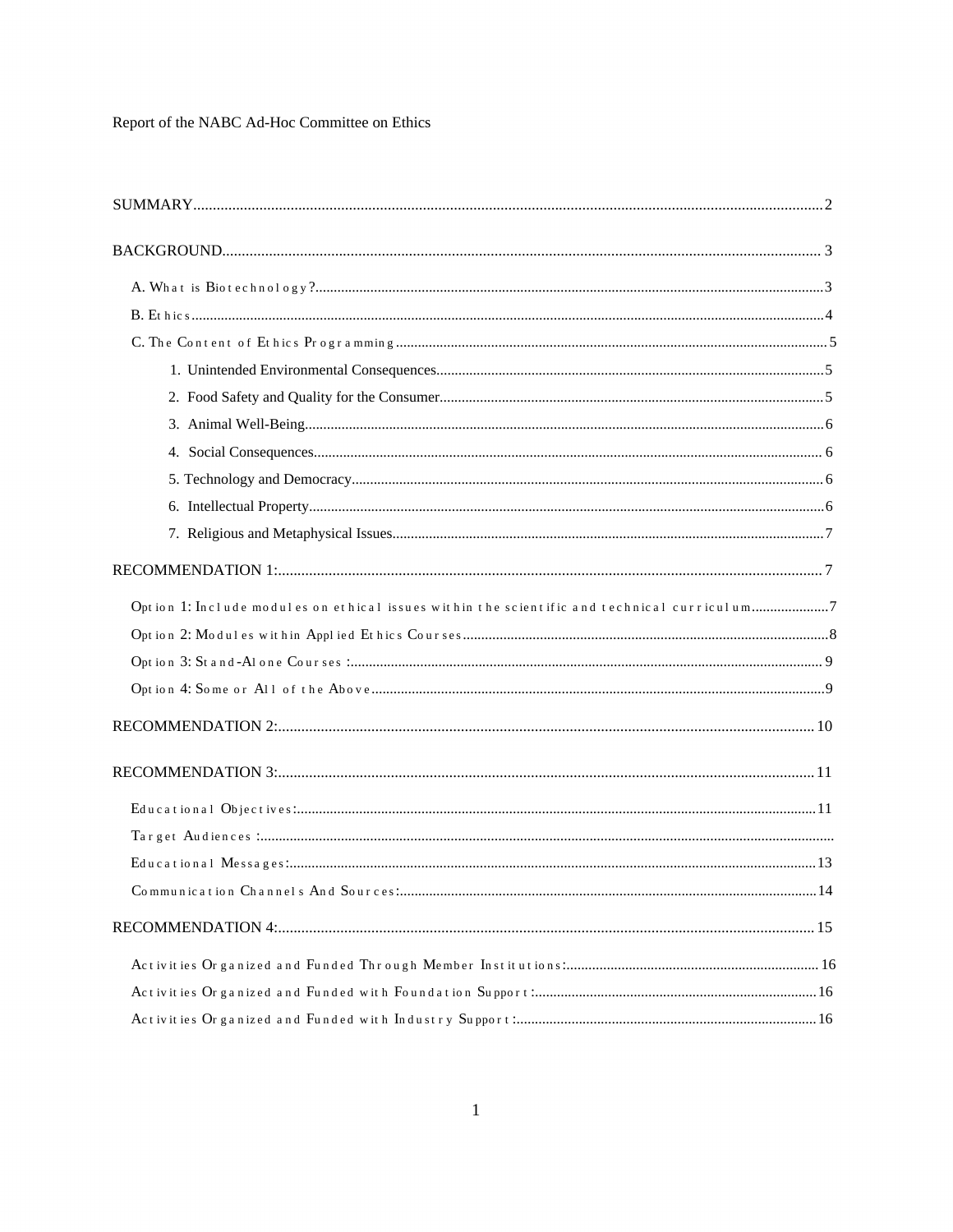Report of the NABC Ad-Hoc Committee on Ethics

SUMMARY .......... 2

BACKGROUND .......... 3

- A. What is Biotechnology? .......... 3
- B. Ethics .......... 4
- C. The Content of Ethics Programming .......... 5
  1. Unintended Environmental Consequences .......... 5
  2. Food Safety and Quality for the Consumer .......... 5
  3. Animal Well-Being .......... 6
  4. Social Consequences .......... 6
  5. Technology and Democracy .......... 6
  6. Intellectual Property .......... 6
  7. Religious and Metaphysical Issues .......... 7

RECOMMENDATION 1: .......... 7

- Option 1: Include modules on ethical issues within the scientific and technical curriculum .......... 7
- Option 2: Modules within Applied Ethics Courses .......... 8
- Option 3: Stand-Alone Courses : .......... 9
- Option 4: Some or All of the Above .......... 9

RECOMMENDATION 2: .......... 10

RECOMMENDATION 3: .......... 11

- Educational Objectives: .......... 11
- Target Audiences : ..........
- Educational Messages: .......... 13
- Communication Channels And Sources: .......... 14

RECOMMENDATION 4: .......... 15

- Activities Organized and Funded Through Member Institutions: .......... 16
- Activities Organized and Funded with Foundation Support: .......... 16
- Activities Organized and Funded with Industry Support: .......... 16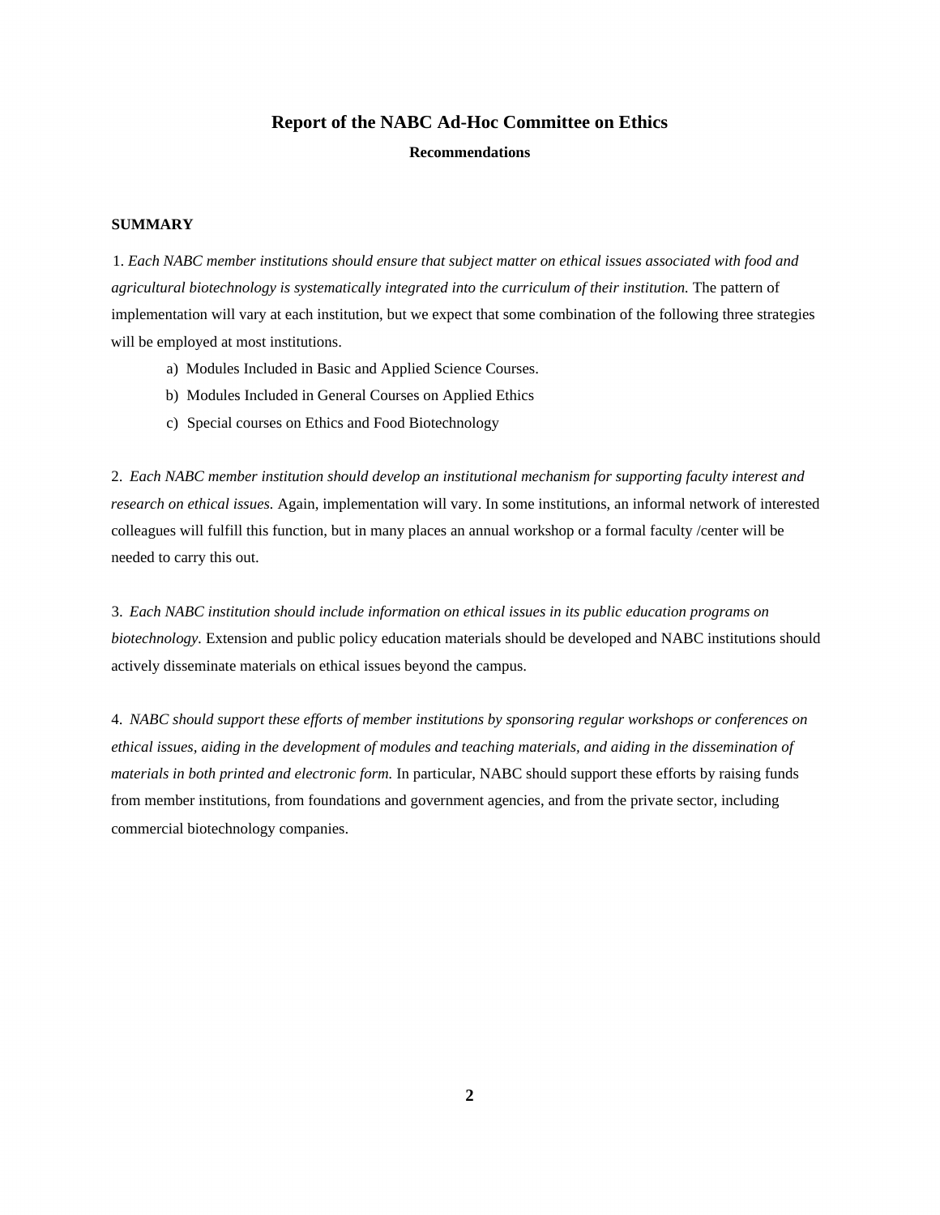# Report of the NABC Ad-Hoc Committee on Ethics

**Recommendations**

**SUMMARY**

1. *Each NABC member institutions should ensure that subject matter on ethical issues associated with food and agricultural biotechnology is systematically integrated into the curriculum of their institution.* The pattern of implementation will vary at each institution, but we expect that some combination of the following three strategies will be employed at most institutions.

   a) Modules Included in Basic and Applied Science Courses.
   
   b) Modules Included in General Courses on Applied Ethics
   
   c) Special courses on Ethics and Food Biotechnology

2. *Each NABC member institution should develop an institutional mechanism for supporting faculty interest and research on ethical issues.* Again, implementation will vary. In some institutions, an informal network of interested colleagues will fulfill this function, but in many places an annual workshop or a formal faculty /center will be needed to carry this out.

3. *Each NABC institution should include information on ethical issues in its public education programs on biotechnology.* Extension and public policy education materials should be developed and NABC institutions should actively disseminate materials on ethical issues beyond the campus.

4. *NABC should support these efforts of member institutions by sponsoring regular workshops or conferences on ethical issues, aiding in the development of modules and teaching materials, and aiding in the dissemination of materials in both printed and electronic form.* In particular, NABC should support these efforts by raising funds from member institutions, from foundations and government agencies, and from the private sector, including commercial biotechnology companies.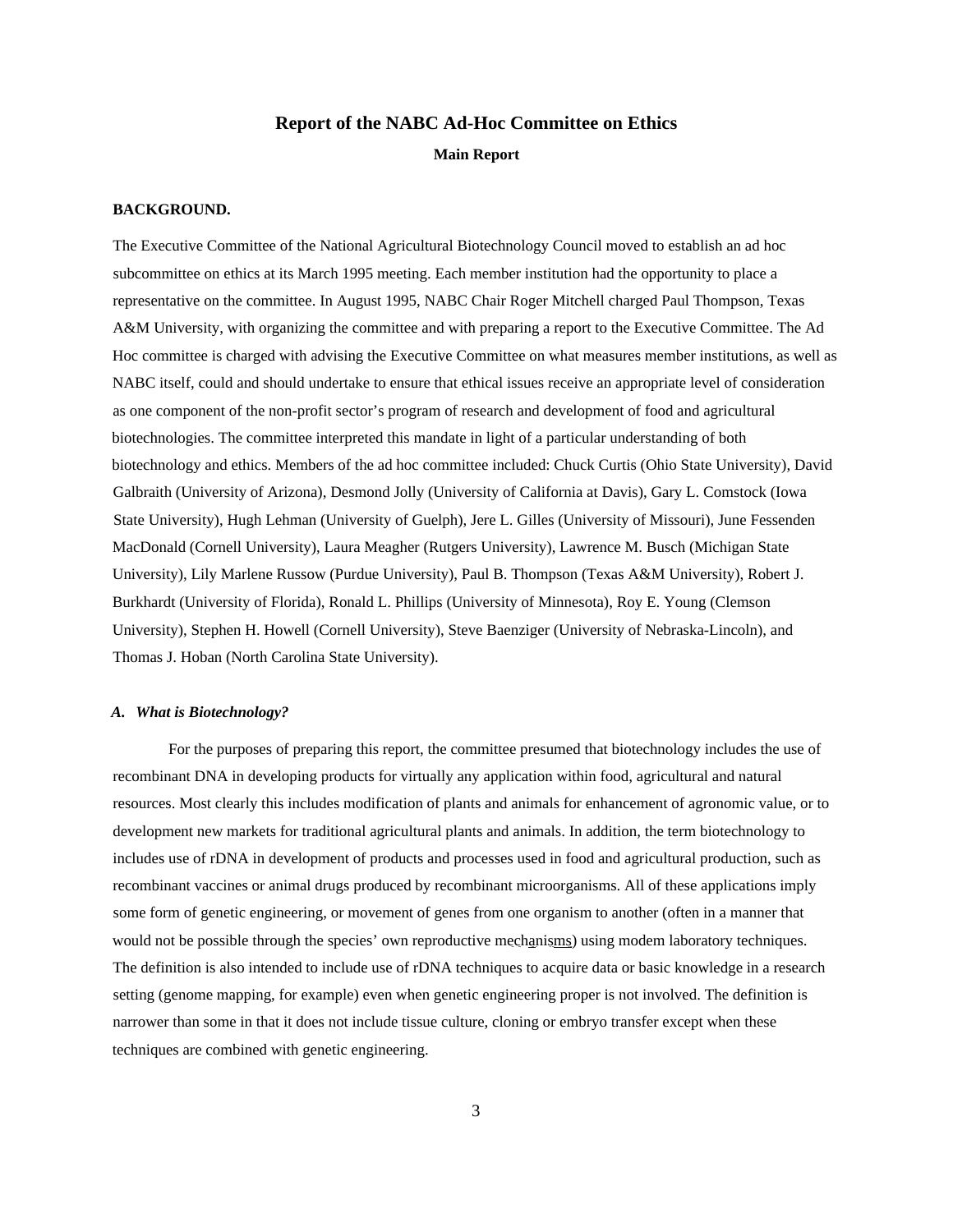## Report of the NABC Ad-Hoc Committee on Ethics

### Main Report

**BACKGROUND.**

The Executive Committee of the National Agricultural Biotechnology Council moved to establish an ad hoc subcommittee on ethics at its March 1995 meeting. Each member institution had the opportunity to place a representative on the committee. In August 1995, NABC Chair Roger Mitchell charged Paul Thompson, Texas A&M University, with organizing the committee and with preparing a report to the Executive Committee. The Ad Hoc committee is charged with advising the Executive Committee on what measures member institutions, as well as NABC itself, could and should undertake to ensure that ethical issues receive an appropriate level of consideration as one component of the non-profit sector's program of research and development of food and agricultural biotechnologies. The committee interpreted this mandate in light of a particular understanding of both biotechnology and ethics. Members of the ad hoc committee included: Chuck Curtis (Ohio State University), David Galbraith (University of Arizona), Desmond Jolly (University of California at Davis), Gary L. Comstock (Iowa State University), Hugh Lehman (University of Guelph), Jere L. Gilles (University of Missouri), June Fessenden MacDonald (Cornell University), Laura Meagher (Rutgers University), Lawrence M. Busch (Michigan State University), Lily Marlene Russow (Purdue University), Paul B. Thompson (Texas A&M University), Robert J. Burkhardt (University of Florida), Ronald L. Phillips (University of Minnesota), Roy E. Young (Clemson University), Stephen H. Howell (Cornell University), Steve Baenziger (University of Nebraska-Lincoln), and Thomas J. Hoban (North Carolina State University).

#### *A. What is Biotechnology?*

For the purposes of preparing this report, the committee presumed that biotechnology includes the use of recombinant DNA in developing products for virtually any application within food, agricultural and natural resources. Most clearly this includes modification of plants and animals for enhancement of agronomic value, or to development new markets for traditional agricultural plants and animals. In addition, the term biotechnology to includes use of rDNA in development of products and processes used in food and agricultural production, such as recombinant vaccines or animal drugs produced by recombinant microorganisms. All of these applications imply some form of genetic engineering, or movement of genes from one organism to another (often in a manner that would not be possible through the species' own reproductive mechanisms) using modem laboratory techniques. The definition is also intended to include use of rDNA techniques to acquire data or basic knowledge in a research setting (genome mapping, for example) even when genetic engineering proper is not involved. The definition is narrower than some in that it does not include tissue culture, cloning or embryo transfer except when these techniques are combined with genetic engineering.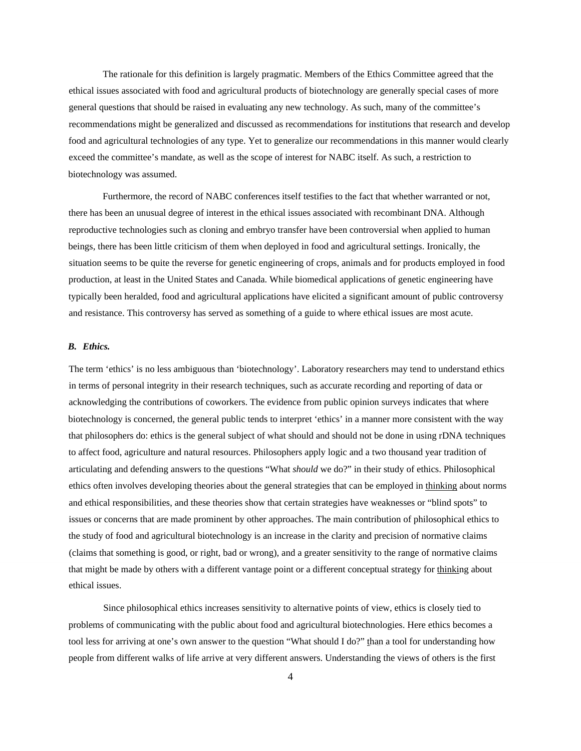The rationale for this definition is largely pragmatic. Members of the Ethics Committee agreed that the ethical issues associated with food and agricultural products of biotechnology are generally special cases of more general questions that should be raised in evaluating any new technology. As such, many of the committee's recommendations might be generalized and discussed as recommendations for institutions that research and develop food and agricultural technologies of any type. Yet to generalize our recommendations in this manner would clearly exceed the committee's mandate, as well as the scope of interest for NABC itself. As such, a restriction to biotechnology was assumed.

Furthermore, the record of NABC conferences itself testifies to the fact that whether warranted or not, there has been an unusual degree of interest in the ethical issues associated with recombinant DNA. Although reproductive technologies such as cloning and embryo transfer have been controversial when applied to human beings, there has been little criticism of them when deployed in food and agricultural settings. Ironically, the situation seems to be quite the reverse for genetic engineering of crops, animals and for products employed in food production, at least in the United States and Canada. While biomedical applications of genetic engineering have typically been heralded, food and agricultural applications have elicited a significant amount of public controversy and resistance. This controversy has served as something of a guide to where ethical issues are most acute.

### *B. Ethics.*

The term 'ethics' is no less ambiguous than 'biotechnology'. Laboratory researchers may tend to understand ethics in terms of personal integrity in their research techniques, such as accurate recording and reporting of data or acknowledging the contributions of coworkers. The evidence from public opinion surveys indicates that where biotechnology is concerned, the general public tends to interpret 'ethics' in a manner more consistent with the way that philosophers do: ethics is the general subject of what should and should not be done in using rDNA techniques to affect food, agriculture and natural resources. Philosophers apply logic and a two thousand year tradition of articulating and defending answers to the questions "What *should* we do?" in their study of ethics. Philosophical ethics often involves developing theories about the general strategies that can be employed in thinking about norms and ethical responsibilities, and these theories show that certain strategies have weaknesses or "blind spots" to issues or concerns that are made prominent by other approaches. The main contribution of philosophical ethics to the study of food and agricultural biotechnology is an increase in the clarity and precision of normative claims (claims that something is good, or right, bad or wrong), and a greater sensitivity to the range of normative claims that might be made by others with a different vantage point or a different conceptual strategy for thinking about ethical issues.

Since philosophical ethics increases sensitivity to alternative points of view, ethics is closely tied to problems of communicating with the public about food and agricultural biotechnologies. Here ethics becomes a tool less for arriving at one's own answer to the question "What should I do?" than a tool for understanding how people from different walks of life arrive at very different answers. Understanding the views of others is the first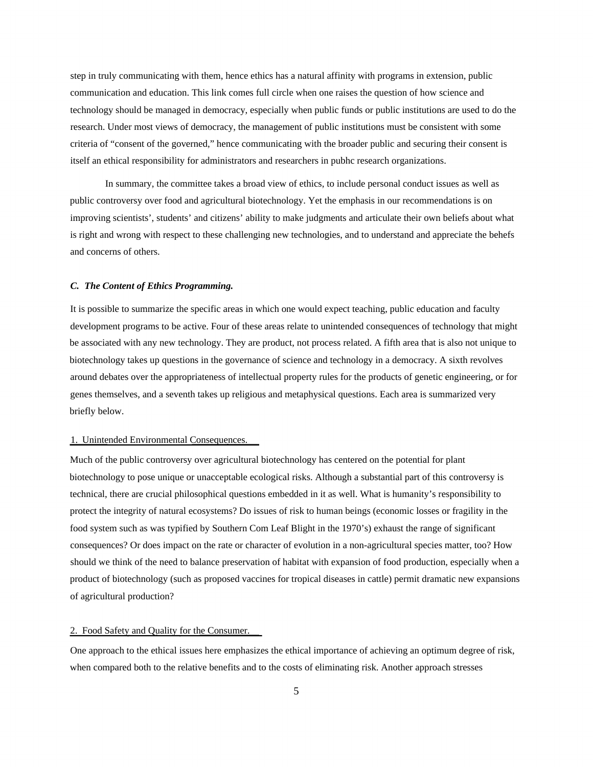step in truly communicating with them, hence ethics has a natural affinity with programs in extension, public communication and education. This link comes full circle when one raises the question of how science and technology should be managed in democracy, especially when public funds or public institutions are used to do the research. Under most views of democracy, the management of public institutions must be consistent with some criteria of "consent of the governed," hence communicating with the broader public and securing their consent is itself an ethical responsibility for administrators and researchers in pubhc research organizations.

In summary, the committee takes a broad view of ethics, to include personal conduct issues as well as public controversy over food and agricultural biotechnology. Yet the emphasis in our recommendations is on improving scientists', students' and citizens' ability to make judgments and articulate their own beliefs about what is right and wrong with respect to these challenging new technologies, and to understand and appreciate the behefs and concerns of others.

### *C. The Content of Ethics Programming.*

It is possible to summarize the specific areas in which one would expect teaching, public education and faculty development programs to be active. Four of these areas relate to unintended consequences of technology that might be associated with any new technology. They are product, not process related. A fifth area that is also not unique to biotechnology takes up questions in the governance of science and technology in a democracy. A sixth revolves around debates over the appropriateness of intellectual property rules for the products of genetic engineering, or for genes themselves, and a seventh takes up religious and metaphysical questions. Each area is summarized very briefly below.

#### 1. Unintended Environmental Consequences.

Much of the public controversy over agricultural biotechnology has centered on the potential for plant biotechnology to pose unique or unacceptable ecological risks. Although a substantial part of this controversy is technical, there are crucial philosophical questions embedded in it as well. What is humanity's responsibility to protect the integrity of natural ecosystems? Do issues of risk to human beings (economic losses or fragility in the food system such as was typified by Southern Com Leaf Blight in the 1970's) exhaust the range of significant consequences? Or does impact on the rate or character of evolution in a non-agricultural species matter, too? How should we think of the need to balance preservation of habitat with expansion of food production, especially when a product of biotechnology (such as proposed vaccines for tropical diseases in cattle) permit dramatic new expansions of agricultural production?

#### 2. Food Safety and Quality for the Consumer.

One approach to the ethical issues here emphasizes the ethical importance of achieving an optimum degree of risk, when compared both to the relative benefits and to the costs of eliminating risk. Another approach stresses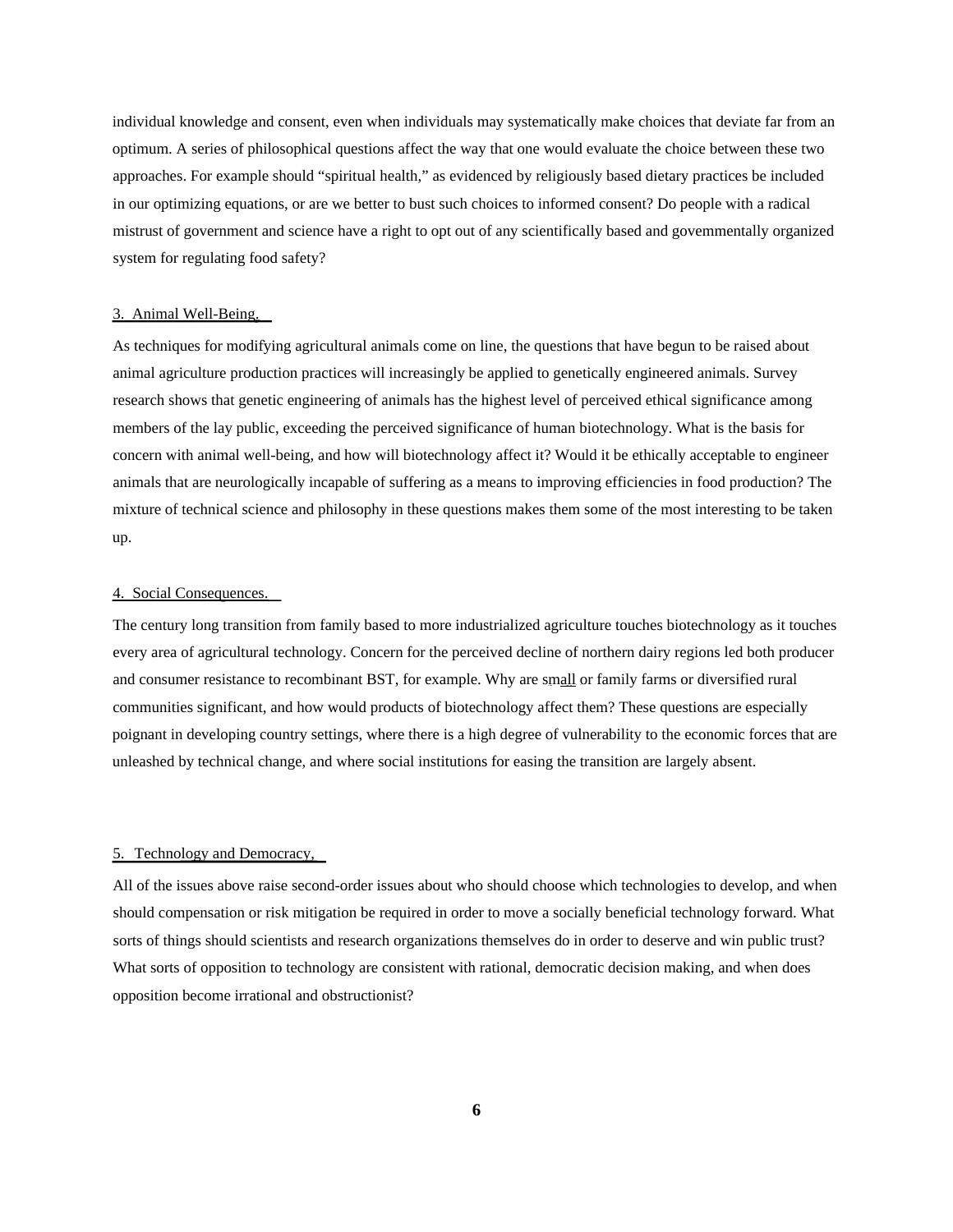individual knowledge and consent, even when individuals may systematically make choices that deviate far from an optimum. A series of philosophical questions affect the way that one would evaluate the choice between these two approaches. For example should "spiritual health," as evidenced by religiously based dietary practices be included in our optimizing equations, or are we better to bust such choices to informed consent? Do people with a radical mistrust of government and science have a right to opt out of any scientifically based and govemmentally organized system for regulating food safety?

### 3. Animal Well-Being.

As techniques for modifying agricultural animals come on line, the questions that have begun to be raised about animal agriculture production practices will increasingly be applied to genetically engineered animals. Survey research shows that genetic engineering of animals has the highest level of perceived ethical significance among members of the lay public, exceeding the perceived significance of human biotechnology. What is the basis for concern with animal well-being, and how will biotechnology affect it? Would it be ethically acceptable to engineer animals that are neurologically incapable of suffering as a means to improving efficiencies in food production? The mixture of technical science and philosophy in these questions makes them some of the most interesting to be taken up.

### 4. Social Consequences.

The century long transition from family based to more industrialized agriculture touches biotechnology as it touches every area of agricultural technology. Concern for the perceived decline of northern dairy regions led both producer and consumer resistance to recombinant BST, for example. Why are small or family farms or diversified rural communities significant, and how would products of biotechnology affect them? These questions are especially poignant in developing country settings, where there is a high degree of vulnerability to the economic forces that are unleashed by technical change, and where social institutions for easing the transition are largely absent.

### 5. Technology and Democracy,

All of the issues above raise second-order issues about who should choose which technologies to develop, and when should compensation or risk mitigation be required in order to move a socially beneficial technology forward. What sorts of things should scientists and research organizations themselves do in order to deserve and win public trust? What sorts of opposition to technology are consistent with rational, democratic decision making, and when does opposition become irrational and obstructionist?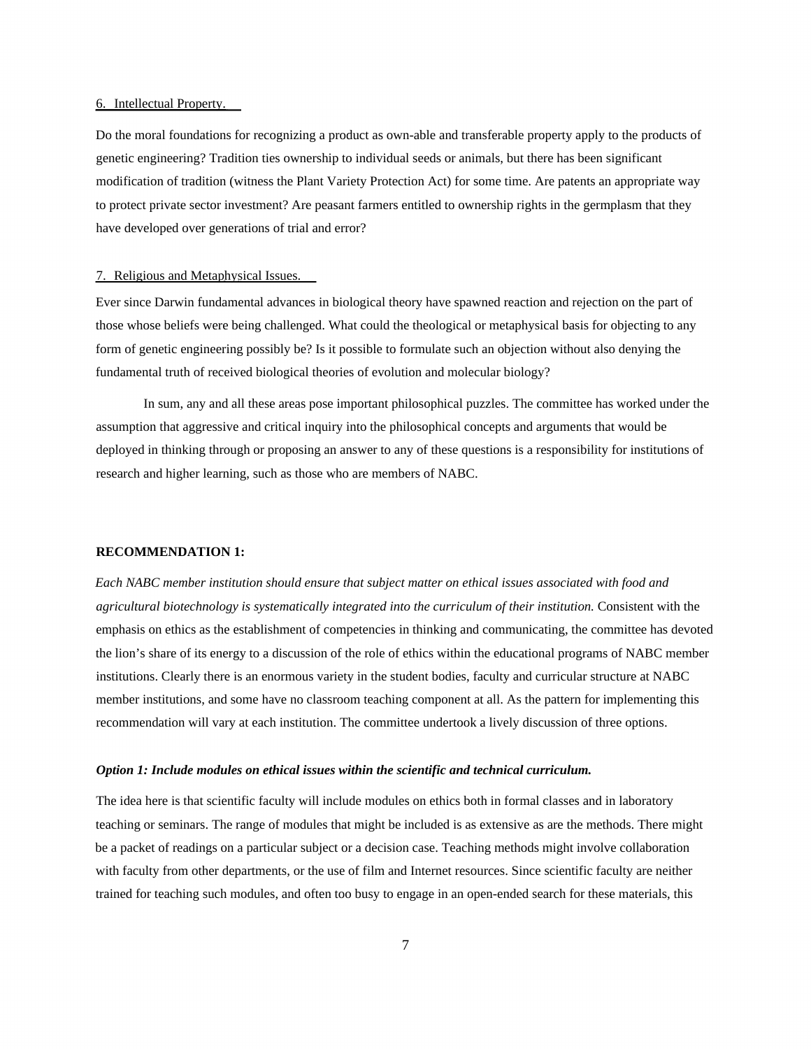6. Intellectual Property.

Do the moral foundations for recognizing a product as own-able and transferable property apply to the products of genetic engineering? Tradition ties ownership to individual seeds or animals, but there has been significant modification of tradition (witness the Plant Variety Protection Act) for some time. Are patents an appropriate way to protect private sector investment? Are peasant farmers entitled to ownership rights in the germplasm that they have developed over generations of trial and error?

7. Religious and Metaphysical Issues.

Ever since Darwin fundamental advances in biological theory have spawned reaction and rejection on the part of those whose beliefs were being challenged. What could the theological or metaphysical basis for objecting to any form of genetic engineering possibly be? Is it possible to formulate such an objection without also denying the fundamental truth of received biological theories of evolution and molecular biology?

In sum, any and all these areas pose important philosophical puzzles. The committee has worked under the assumption that aggressive and critical inquiry into the philosophical concepts and arguments that would be deployed in thinking through or proposing an answer to any of these questions is a responsibility for institutions of research and higher learning, such as those who are members of NABC.

**RECOMMENDATION 1:**

*Each NABC member institution should ensure that subject matter on ethical issues associated with food and agricultural biotechnology is systematically integrated into the curriculum of their institution.* Consistent with the emphasis on ethics as the establishment of competencies in thinking and communicating, the committee has devoted the lion's share of its energy to a discussion of the role of ethics within the educational programs of NABC member institutions. Clearly there is an enormous variety in the student bodies, faculty and curricular structure at NABC member institutions, and some have no classroom teaching component at all. As the pattern for implementing this recommendation will vary at each institution. The committee undertook a lively discussion of three options.

***Option 1: Include modules on ethical issues within the scientific and technical curriculum.***

The idea here is that scientific faculty will include modules on ethics both in formal classes and in laboratory teaching or seminars. The range of modules that might be included is as extensive as are the methods. There might be a packet of readings on a particular subject or a decision case. Teaching methods might involve collaboration with faculty from other departments, or the use of film and Internet resources. Since scientific faculty are neither trained for teaching such modules, and often too busy to engage in an open-ended search for these materials, this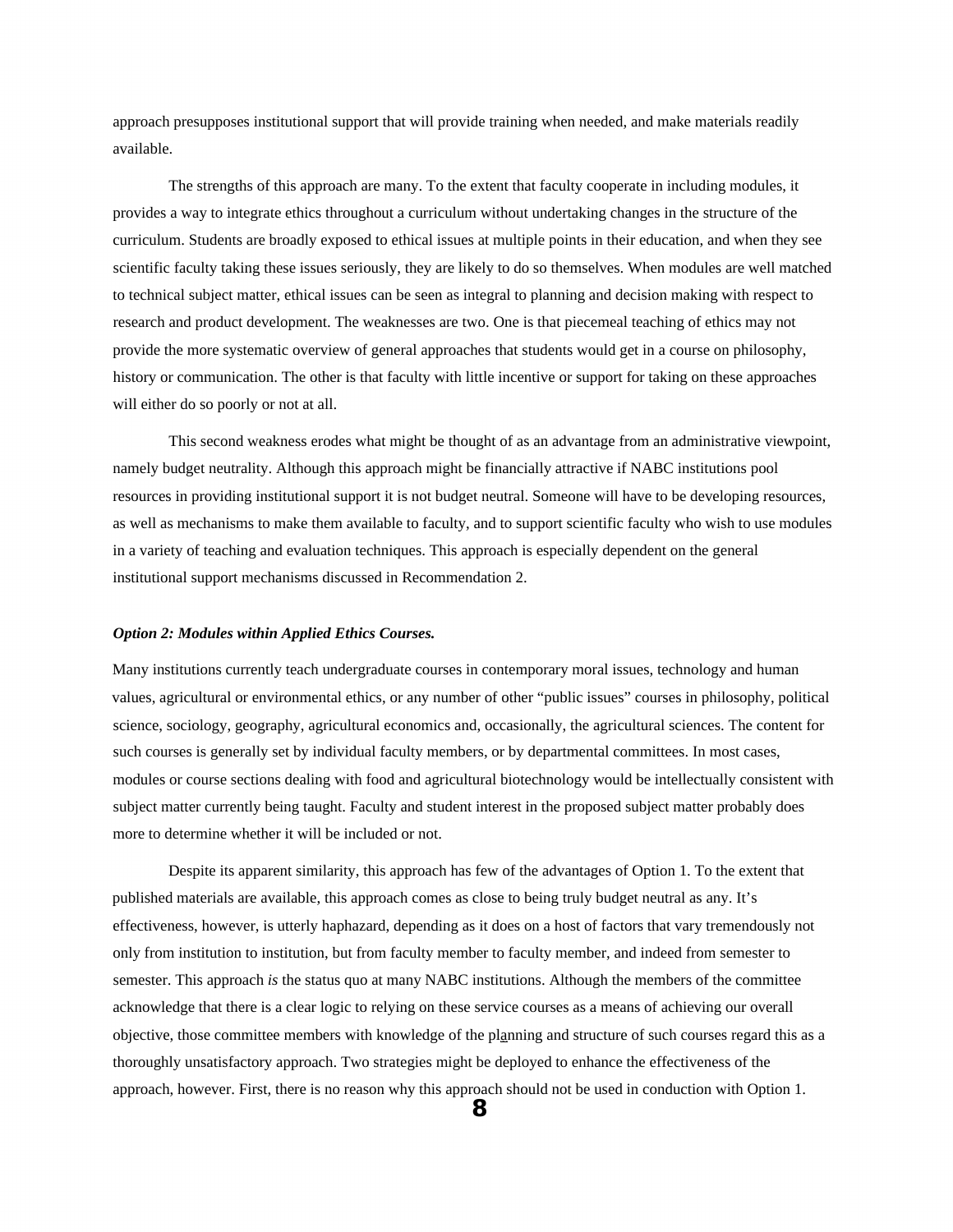approach presupposes institutional support that will provide training when needed, and make materials readily available.

The strengths of this approach are many. To the extent that faculty cooperate in including modules, it provides a way to integrate ethics throughout a curriculum without undertaking changes in the structure of the curriculum. Students are broadly exposed to ethical issues at multiple points in their education, and when they see scientific faculty taking these issues seriously, they are likely to do so themselves. When modules are well matched to technical subject matter, ethical issues can be seen as integral to planning and decision making with respect to research and product development. The weaknesses are two. One is that piecemeal teaching of ethics may not provide the more systematic overview of general approaches that students would get in a course on philosophy, history or communication. The other is that faculty with little incentive or support for taking on these approaches will either do so poorly or not at all.

This second weakness erodes what might be thought of as an advantage from an administrative viewpoint, namely budget neutrality. Although this approach might be financially attractive if NABC institutions pool resources in providing institutional support it is not budget neutral. Someone will have to be developing resources, as well as mechanisms to make them available to faculty, and to support scientific faculty who wish to use modules in a variety of teaching and evaluation techniques. This approach is especially dependent on the general institutional support mechanisms discussed in Recommendation 2.

***Option 2: Modules within Applied Ethics Courses.***

Many institutions currently teach undergraduate courses in contemporary moral issues, technology and human values, agricultural or environmental ethics, or any number of other "public issues" courses in philosophy, political science, sociology, geography, agricultural economics and, occasionally, the agricultural sciences. The content for such courses is generally set by individual faculty members, or by departmental committees. In most cases, modules or course sections dealing with food and agricultural biotechnology would be intellectually consistent with subject matter currently being taught. Faculty and student interest in the proposed subject matter probably does more to determine whether it will be included or not.

Despite its apparent similarity, this approach has few of the advantages of Option 1. To the extent that published materials are available, this approach comes as close to being truly budget neutral as any. It's effectiveness, however, is utterly haphazard, depending as it does on a host of factors that vary tremendously not only from institution to institution, but from faculty member to faculty member, and indeed from semester to semester. This approach *is* the status quo at many NABC institutions. Although the members of the committee acknowledge that there is a clear logic to relying on these service courses as a means of achieving our overall objective, those committee members with knowledge of the planning and structure of such courses regard this as a thoroughly unsatisfactory approach. Two strategies might be deployed to enhance the effectiveness of the approach, however. First, there is no reason why this approach should not be used in conduction with Option 1.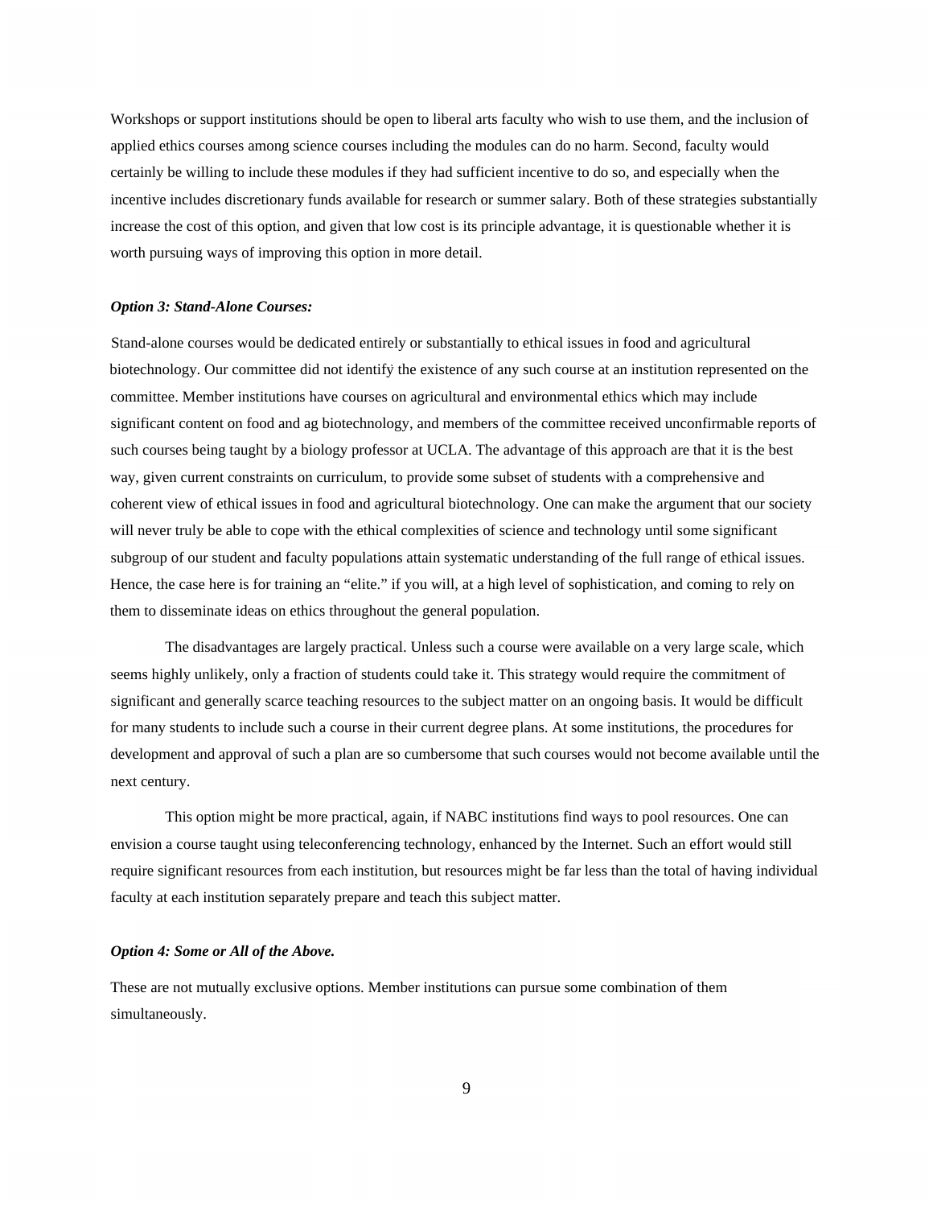Workshops or support institutions should be open to liberal arts faculty who wish to use them, and the inclusion of applied ethics courses among science courses including the modules can do no harm. Second, faculty would certainly be willing to include these modules if they had sufficient incentive to do so, and especially when the incentive includes discretionary funds available for research or summer salary. Both of these strategies substantially increase the cost of this option, and given that low cost is its principle advantage, it is questionable whether it is worth pursuing ways of improving this option in more detail.

***Option 3: Stand-Alone Courses:***

Stand-alone courses would be dedicated entirely or substantially to ethical issues in food and agricultural biotechnology. Our committee did not identify the existence of any such course at an institution represented on the committee. Member institutions have courses on agricultural and environmental ethics which may include significant content on food and ag biotechnology, and members of the committee received unconfirmable reports of such courses being taught by a biology professor at UCLA. The advantage of this approach are that it is the best way, given current constraints on curriculum, to provide some subset of students with a comprehensive and coherent view of ethical issues in food and agricultural biotechnology. One can make the argument that our society will never truly be able to cope with the ethical complexities of science and technology until some significant subgroup of our student and faculty populations attain systematic understanding of the full range of ethical issues. Hence, the case here is for training an "elite." if you will, at a high level of sophistication, and coming to rely on them to disseminate ideas on ethics throughout the general population.

The disadvantages are largely practical. Unless such a course were available on a very large scale, which seems highly unlikely, only a fraction of students could take it. This strategy would require the commitment of significant and generally scarce teaching resources to the subject matter on an ongoing basis. It would be difficult for many students to include such a course in their current degree plans. At some institutions, the procedures for development and approval of such a plan are so cumbersome that such courses would not become available until the next century.

This option might be more practical, again, if NABC institutions find ways to pool resources. One can envision a course taught using teleconferencing technology, enhanced by the Internet. Such an effort would still require significant resources from each institution, but resources might be far less than the total of having individual faculty at each institution separately prepare and teach this subject matter.

***Option 4: Some or All of the Above.***

These are not mutually exclusive options. Member institutions can pursue some combination of them simultaneously.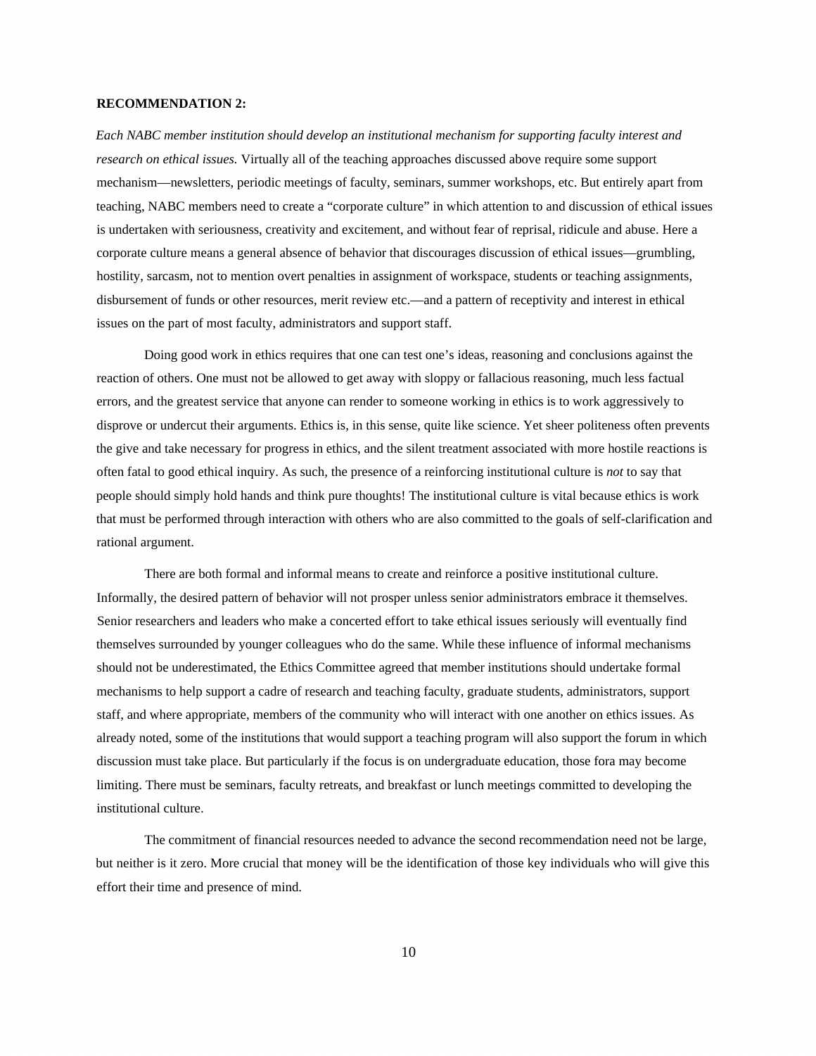**RECOMMENDATION 2:**

*Each NABC member institution should develop an institutional mechanism for supporting faculty interest and research on ethical issues.* Virtually all of the teaching approaches discussed above require some support mechanism—newsletters, periodic meetings of faculty, seminars, summer workshops, etc. But entirely apart from teaching, NABC members need to create a "corporate culture" in which attention to and discussion of ethical issues is undertaken with seriousness, creativity and excitement, and without fear of reprisal, ridicule and abuse. Here a corporate culture means a general absence of behavior that discourages discussion of ethical issues—grumbling, hostility, sarcasm, not to mention overt penalties in assignment of workspace, students or teaching assignments, disbursement of funds or other resources, merit review etc.—and a pattern of receptivity and interest in ethical issues on the part of most faculty, administrators and support staff.

Doing good work in ethics requires that one can test one's ideas, reasoning and conclusions against the reaction of others. One must not be allowed to get away with sloppy or fallacious reasoning, much less factual errors, and the greatest service that anyone can render to someone working in ethics is to work aggressively to disprove or undercut their arguments. Ethics is, in this sense, quite like science. Yet sheer politeness often prevents the give and take necessary for progress in ethics, and the silent treatment associated with more hostile reactions is often fatal to good ethical inquiry. As such, the presence of a reinforcing institutional culture is *not* to say that people should simply hold hands and think pure thoughts! The institutional culture is vital because ethics is work that must be performed through interaction with others who are also committed to the goals of self-clarification and rational argument.

There are both formal and informal means to create and reinforce a positive institutional culture. Informally, the desired pattern of behavior will not prosper unless senior administrators embrace it themselves. Senior researchers and leaders who make a concerted effort to take ethical issues seriously will eventually find themselves surrounded by younger colleagues who do the same. While these influence of informal mechanisms should not be underestimated, the Ethics Committee agreed that member institutions should undertake formal mechanisms to help support a cadre of research and teaching faculty, graduate students, administrators, support staff, and where appropriate, members of the community who will interact with one another on ethics issues. As already noted, some of the institutions that would support a teaching program will also support the forum in which discussion must take place. But particularly if the focus is on undergraduate education, those fora may become limiting. There must be seminars, faculty retreats, and breakfast or lunch meetings committed to developing the institutional culture.

The commitment of financial resources needed to advance the second recommendation need not be large, but neither is it zero. More crucial that money will be the identification of those key individuals who will give this effort their time and presence of mind.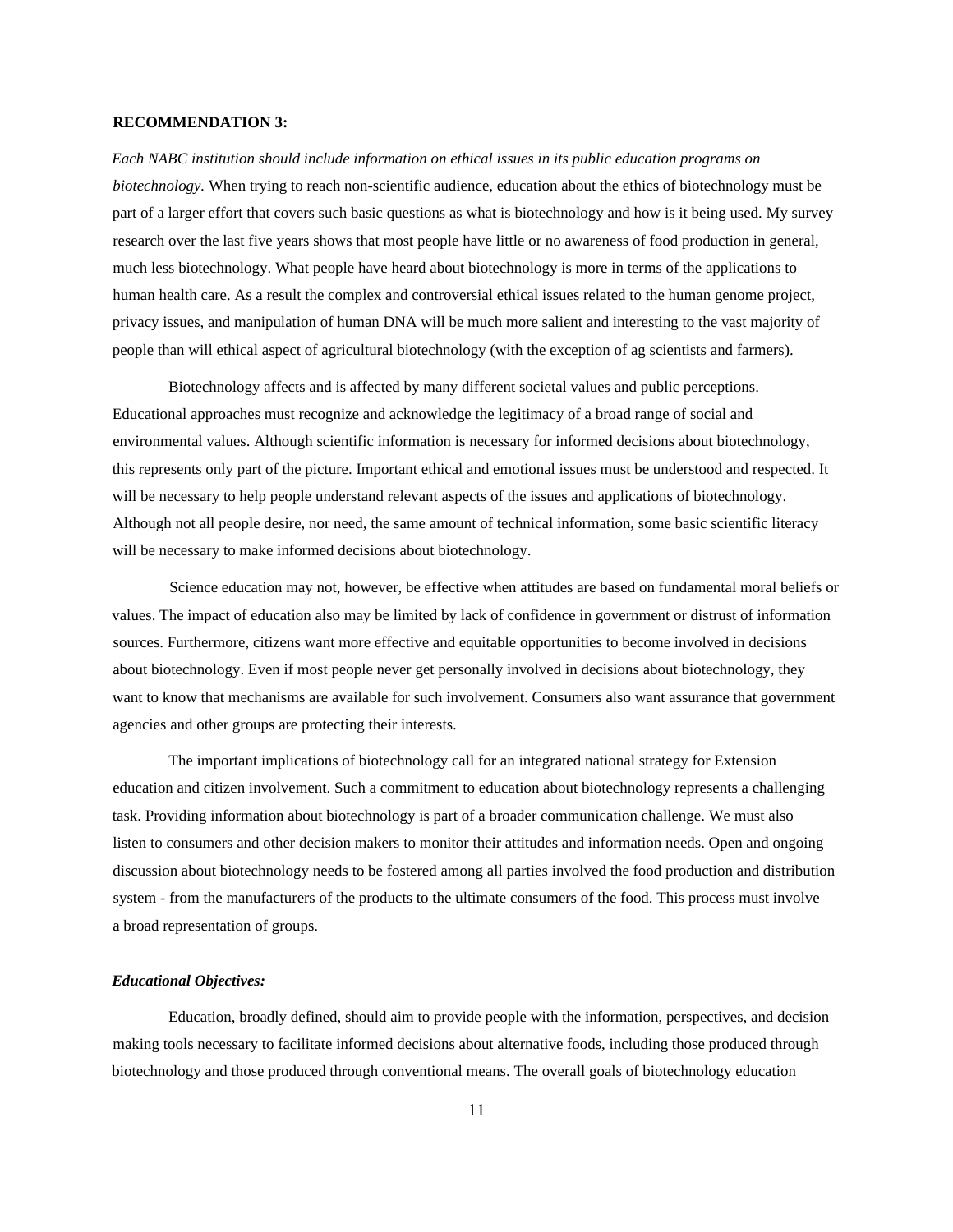**RECOMMENDATION 3:**

*Each NABC institution should include information on ethical issues in its public education programs on biotechnology.* When trying to reach non-scientific audience, education about the ethics of biotechnology must be part of a larger effort that covers such basic questions as what is biotechnology and how is it being used. My survey research over the last five years shows that most people have little or no awareness of food production in general, much less biotechnology. What people have heard about biotechnology is more in terms of the applications to human health care. As a result the complex and controversial ethical issues related to the human genome project, privacy issues, and manipulation of human DNA will be much more salient and interesting to the vast majority of people than will ethical aspect of agricultural biotechnology (with the exception of ag scientists and farmers).

Biotechnology affects and is affected by many different societal values and public perceptions. Educational approaches must recognize and acknowledge the legitimacy of a broad range of social and environmental values. Although scientific information is necessary for informed decisions about biotechnology, this represents only part of the picture. Important ethical and emotional issues must be understood and respected. It will be necessary to help people understand relevant aspects of the issues and applications of biotechnology. Although not all people desire, nor need, the same amount of technical information, some basic scientific literacy will be necessary to make informed decisions about biotechnology.

Science education may not, however, be effective when attitudes are based on fundamental moral beliefs or values. The impact of education also may be limited by lack of confidence in government or distrust of information sources. Furthermore, citizens want more effective and equitable opportunities to become involved in decisions about biotechnology. Even if most people never get personally involved in decisions about biotechnology, they want to know that mechanisms are available for such involvement. Consumers also want assurance that government agencies and other groups are protecting their interests.

The important implications of biotechnology call for an integrated national strategy for Extension education and citizen involvement. Such a commitment to education about biotechnology represents a challenging task. Providing information about biotechnology is part of a broader communication challenge. We must also listen to consumers and other decision makers to monitor their attitudes and information needs. Open and ongoing discussion about biotechnology needs to be fostered among all parties involved the food production and distribution system - from the manufacturers of the products to the ultimate consumers of the food. This process must involve a broad representation of groups.

***Educational Objectives:***

Education, broadly defined, should aim to provide people with the information, perspectives, and decision making tools necessary to facilitate informed decisions about alternative foods, including those produced through biotechnology and those produced through conventional means. The overall goals of biotechnology education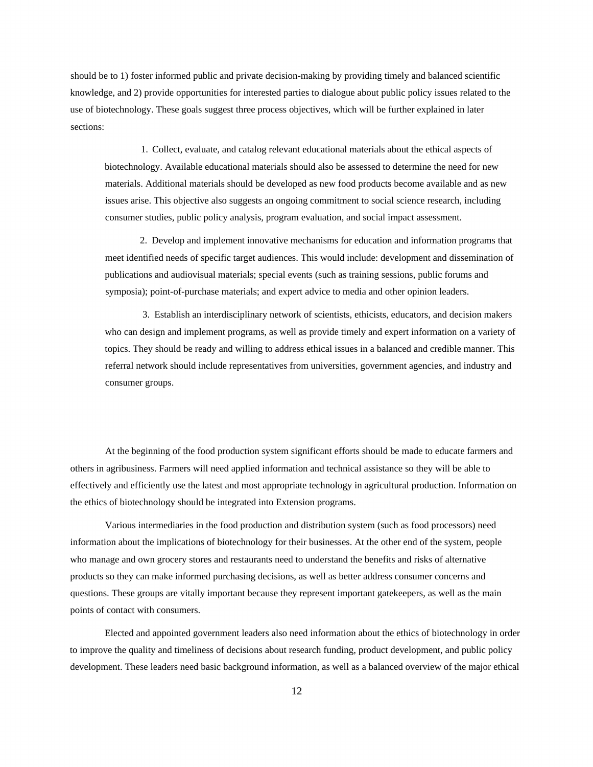should be to 1) foster informed public and private decision-making by providing timely and balanced scientific knowledge, and 2) provide opportunities for interested parties to dialogue about public policy issues related to the use of biotechnology. These goals suggest three process objectives, which will be further explained in later sections:

1. Collect, evaluate, and catalog relevant educational materials about the ethical aspects of biotechnology. Available educational materials should also be assessed to determine the need for new materials. Additional materials should be developed as new food products become available and as new issues arise. This objective also suggests an ongoing commitment to social science research, including consumer studies, public policy analysis, program evaluation, and social impact assessment.

2. Develop and implement innovative mechanisms for education and information programs that meet identified needs of specific target audiences. This would include: development and dissemination of publications and audiovisual materials; special events (such as training sessions, public forums and symposia); point-of-purchase materials; and expert advice to media and other opinion leaders.

3. Establish an interdisciplinary network of scientists, ethicists, educators, and decision makers who can design and implement programs, as well as provide timely and expert information on a variety of topics. They should be ready and willing to address ethical issues in a balanced and credible manner. This referral network should include representatives from universities, government agencies, and industry and consumer groups.

At the beginning of the food production system significant efforts should be made to educate farmers and others in agribusiness. Farmers will need applied information and technical assistance so they will be able to effectively and efficiently use the latest and most appropriate technology in agricultural production. Information on the ethics of biotechnology should be integrated into Extension programs.

Various intermediaries in the food production and distribution system (such as food processors) need information about the implications of biotechnology for their businesses. At the other end of the system, people who manage and own grocery stores and restaurants need to understand the benefits and risks of alternative products so they can make informed purchasing decisions, as well as better address consumer concerns and questions. These groups are vitally important because they represent important gatekeepers, as well as the main points of contact with consumers.

Elected and appointed government leaders also need information about the ethics of biotechnology in order to improve the quality and timeliness of decisions about research funding, product development, and public policy development. These leaders need basic background information, as well as a balanced overview of the major ethical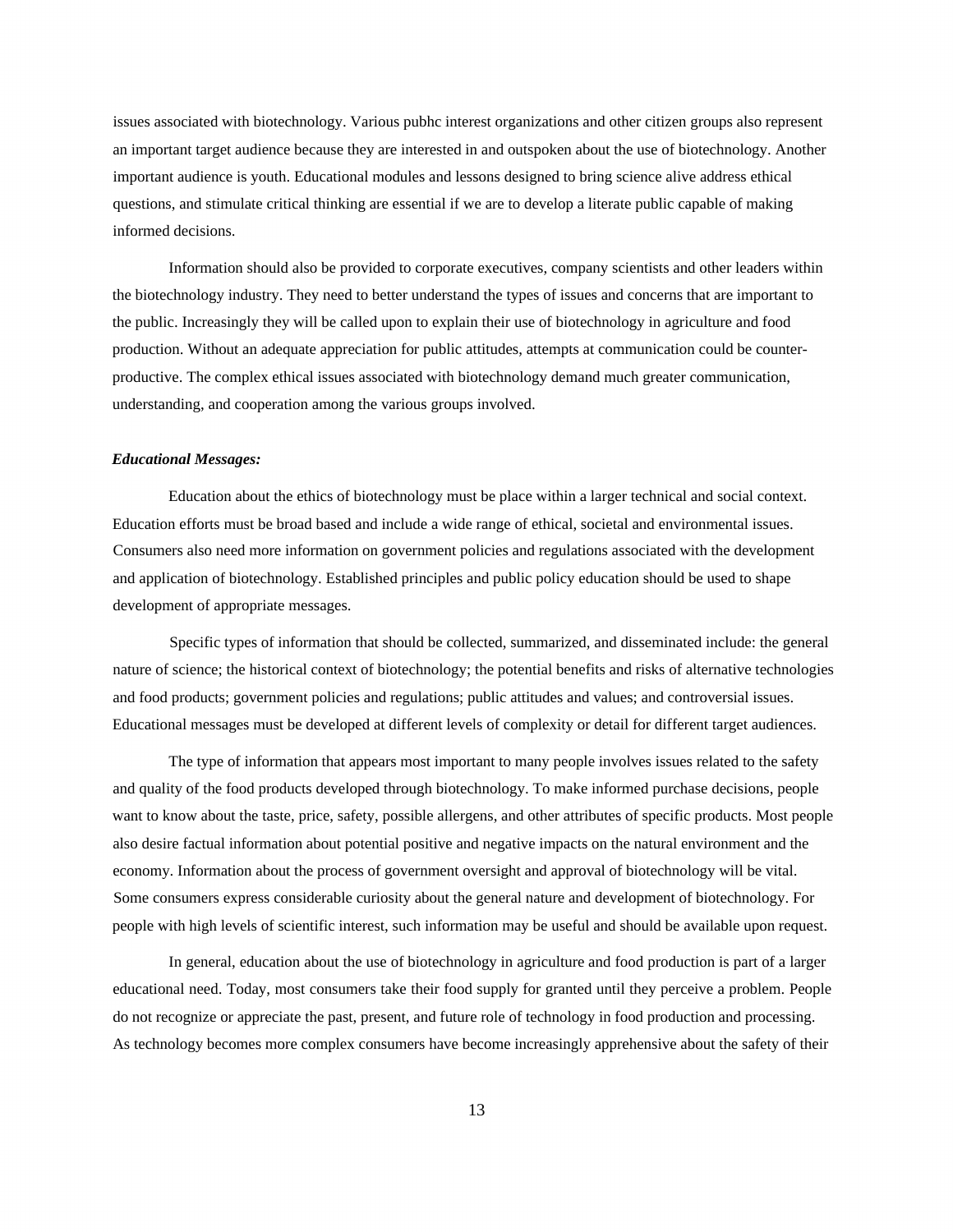issues associated with biotechnology. Various pubhc interest organizations and other citizen groups also represent an important target audience because they are interested in and outspoken about the use of biotechnology. Another important audience is youth. Educational modules and lessons designed to bring science alive address ethical questions, and stimulate critical thinking are essential if we are to develop a literate public capable of making informed decisions.

Information should also be provided to corporate executives, company scientists and other leaders within the biotechnology industry. They need to better understand the types of issues and concerns that are important to the public. Increasingly they will be called upon to explain their use of biotechnology in agriculture and food production. Without an adequate appreciation for public attitudes, attempts at communication could be counter-productive. The complex ethical issues associated with biotechnology demand much greater communication, understanding, and cooperation among the various groups involved.

***Educational Messages:***

Education about the ethics of biotechnology must be place within a larger technical and social context. Education efforts must be broad based and include a wide range of ethical, societal and environmental issues. Consumers also need more information on government policies and regulations associated with the development and application of biotechnology. Established principles and public policy education should be used to shape development of appropriate messages.

Specific types of information that should be collected, summarized, and disseminated include: the general nature of science; the historical context of biotechnology; the potential benefits and risks of alternative technologies and food products; government policies and regulations; public attitudes and values; and controversial issues. Educational messages must be developed at different levels of complexity or detail for different target audiences.

The type of information that appears most important to many people involves issues related to the safety and quality of the food products developed through biotechnology. To make informed purchase decisions, people want to know about the taste, price, safety, possible allergens, and other attributes of specific products. Most people also desire factual information about potential positive and negative impacts on the natural environment and the economy. Information about the process of government oversight and approval of biotechnology will be vital. Some consumers express considerable curiosity about the general nature and development of biotechnology. For people with high levels of scientific interest, such information may be useful and should be available upon request.

In general, education about the use of biotechnology in agriculture and food production is part of a larger educational need. Today, most consumers take their food supply for granted until they perceive a problem. People do not recognize or appreciate the past, present, and future role of technology in food production and processing. As technology becomes more complex consumers have become increasingly apprehensive about the safety of their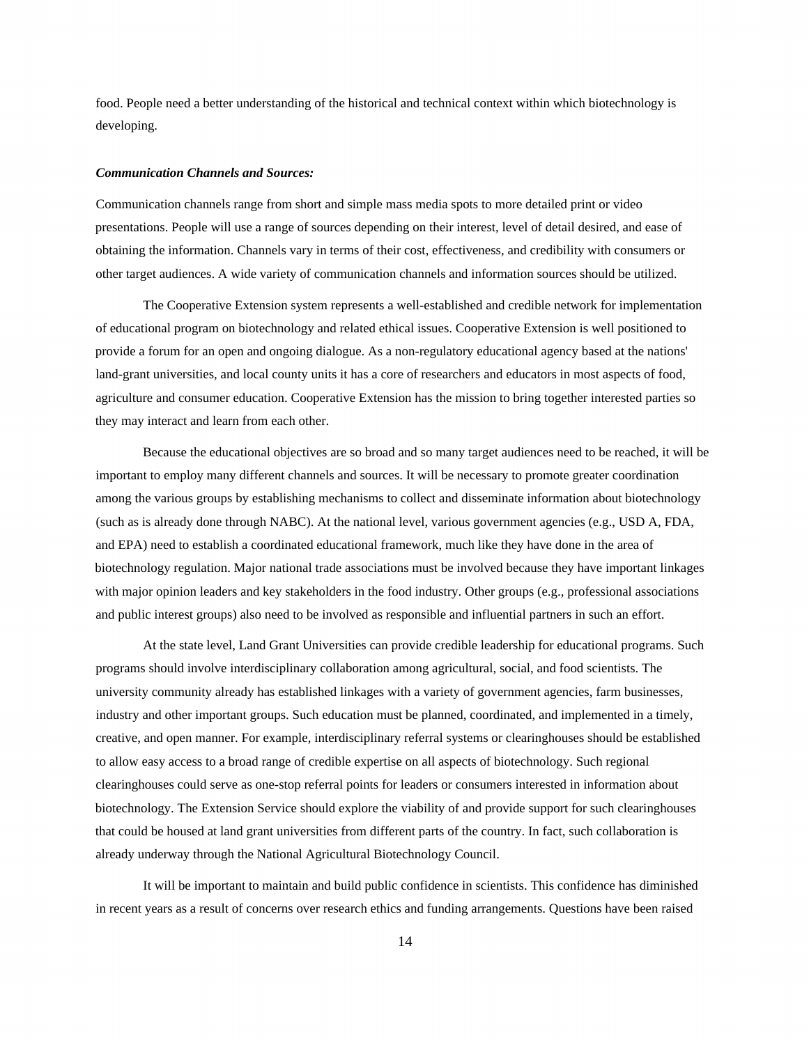food. People need a better understanding of the historical and technical context within which biotechnology is developing.

***Communication Channels and Sources:***

Communication channels range from short and simple mass media spots to more detailed print or video presentations. People will use a range of sources depending on their interest, level of detail desired, and ease of obtaining the information. Channels vary in terms of their cost, effectiveness, and credibility with consumers or other target audiences. A wide variety of communication channels and information sources should be utilized.

The Cooperative Extension system represents a well-established and credible network for implementation of educational program on biotechnology and related ethical issues. Cooperative Extension is well positioned to provide a forum for an open and ongoing dialogue. As a non-regulatory educational agency based at the nations' land-grant universities, and local county units it has a core of researchers and educators in most aspects of food, agriculture and consumer education. Cooperative Extension has the mission to bring together interested parties so they may interact and learn from each other.

Because the educational objectives are so broad and so many target audiences need to be reached, it will be important to employ many different channels and sources. It will be necessary to promote greater coordination among the various groups by establishing mechanisms to collect and disseminate information about biotechnology (such as is already done through NABC). At the national level, various government agencies (e.g., USD A, FDA, and EPA) need to establish a coordinated educational framework, much like they have done in the area of biotechnology regulation. Major national trade associations must be involved because they have important linkages with major opinion leaders and key stakeholders in the food industry. Other groups (e.g., professional associations and public interest groups) also need to be involved as responsible and influential partners in such an effort.

At the state level, Land Grant Universities can provide credible leadership for educational programs. Such programs should involve interdisciplinary collaboration among agricultural, social, and food scientists. The university community already has established linkages with a variety of government agencies, farm businesses, industry and other important groups. Such education must be planned, coordinated, and implemented in a timely, creative, and open manner. For example, interdisciplinary referral systems or clearinghouses should be established to allow easy access to a broad range of credible expertise on all aspects of biotechnology. Such regional clearinghouses could serve as one-stop referral points for leaders or consumers interested in information about biotechnology. The Extension Service should explore the viability of and provide support for such clearinghouses that could be housed at land grant universities from different parts of the country. In fact, such collaboration is already underway through the National Agricultural Biotechnology Council.

It will be important to maintain and build public confidence in scientists. This confidence has diminished in recent years as a result of concerns over research ethics and funding arrangements. Questions have been raised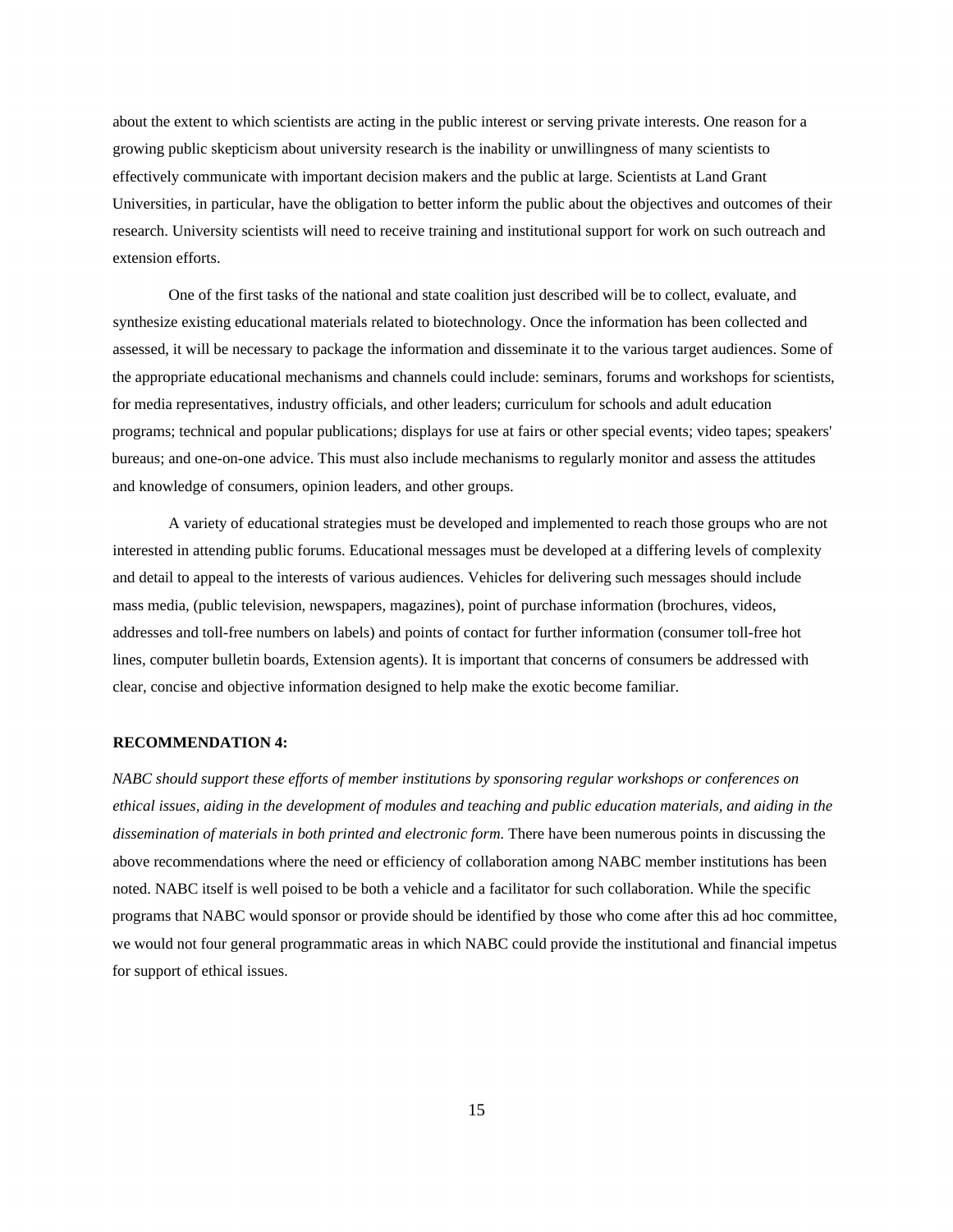about the extent to which scientists are acting in the public interest or serving private interests. One reason for a growing public skepticism about university research is the inability or unwillingness of many scientists to effectively communicate with important decision makers and the public at large. Scientists at Land Grant Universities, in particular, have the obligation to better inform the public about the objectives and outcomes of their research. University scientists will need to receive training and institutional support for work on such outreach and extension efforts.

One of the first tasks of the national and state coalition just described will be to collect, evaluate, and synthesize existing educational materials related to biotechnology. Once the information has been collected and assessed, it will be necessary to package the information and disseminate it to the various target audiences. Some of the appropriate educational mechanisms and channels could include: seminars, forums and workshops for scientists, for media representatives, industry officials, and other leaders; curriculum for schools and adult education programs; technical and popular publications; displays for use at fairs or other special events; video tapes; speakers' bureaus; and one-on-one advice. This must also include mechanisms to regularly monitor and assess the attitudes and knowledge of consumers, opinion leaders, and other groups.

A variety of educational strategies must be developed and implemented to reach those groups who are not interested in attending public forums. Educational messages must be developed at a differing levels of complexity and detail to appeal to the interests of various audiences. Vehicles for delivering such messages should include mass media, (public television, newspapers, magazines), point of purchase information (brochures, videos, addresses and toll-free numbers on labels) and points of contact for further information (consumer toll-free hot lines, computer bulletin boards, Extension agents). It is important that concerns of consumers be addressed with clear, concise and objective information designed to help make the exotic become familiar.

**RECOMMENDATION 4:**

*NABC should support these efforts of member institutions by sponsoring regular workshops or conferences on ethical issues, aiding in the development of modules and teaching and public education materials, and aiding in the dissemination of materials in both printed and electronic form.* There have been numerous points in discussing the above recommendations where the need or efficiency of collaboration among NABC member institutions has been noted. NABC itself is well poised to be both a vehicle and a facilitator for such collaboration. While the specific programs that NABC would sponsor or provide should be identified by those who come after this ad hoc committee, we would not four general programmatic areas in which NABC could provide the institutional and financial impetus for support of ethical issues.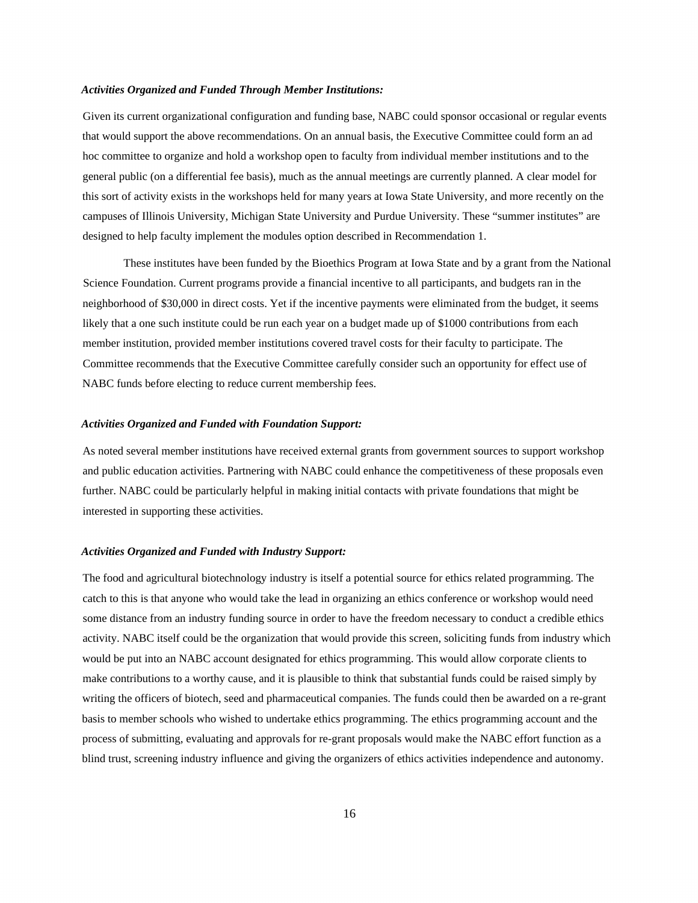***Activities Organized and Funded Through Member Institutions:***

Given its current organizational configuration and funding base, NABC could sponsor occasional or regular events that would support the above recommendations. On an annual basis, the Executive Committee could form an ad hoc committee to organize and hold a workshop open to faculty from individual member institutions and to the general public (on a differential fee basis), much as the annual meetings are currently planned. A clear model for this sort of activity exists in the workshops held for many years at Iowa State University, and more recently on the campuses of Illinois University, Michigan State University and Purdue University. These "summer institutes" are designed to help faculty implement the modules option described in Recommendation 1.

These institutes have been funded by the Bioethics Program at Iowa State and by a grant from the National Science Foundation. Current programs provide a financial incentive to all participants, and budgets ran in the neighborhood of $30,000 in direct costs. Yet if the incentive payments were eliminated from the budget, it seems likely that a one such institute could be run each year on a budget made up of $1000 contributions from each member institution, provided member institutions covered travel costs for their faculty to participate. The Committee recommends that the Executive Committee carefully consider such an opportunity for effect use of NABC funds before electing to reduce current membership fees.

***Activities Organized and Funded with Foundation Support:***

As noted several member institutions have received external grants from government sources to support workshop and public education activities. Partnering with NABC could enhance the competitiveness of these proposals even further. NABC could be particularly helpful in making initial contacts with private foundations that might be interested in supporting these activities.

***Activities Organized and Funded with Industry Support:***

The food and agricultural biotechnology industry is itself a potential source for ethics related programming. The catch to this is that anyone who would take the lead in organizing an ethics conference or workshop would need some distance from an industry funding source in order to have the freedom necessary to conduct a credible ethics activity. NABC itself could be the organization that would provide this screen, soliciting funds from industry which would be put into an NABC account designated for ethics programming. This would allow corporate clients to make contributions to a worthy cause, and it is plausible to think that substantial funds could be raised simply by writing the officers of biotech, seed and pharmaceutical companies. The funds could then be awarded on a re-grant basis to member schools who wished to undertake ethics programming. The ethics programming account and the process of submitting, evaluating and approvals for re-grant proposals would make the NABC effort function as a blind trust, screening industry influence and giving the organizers of ethics activities independence and autonomy.